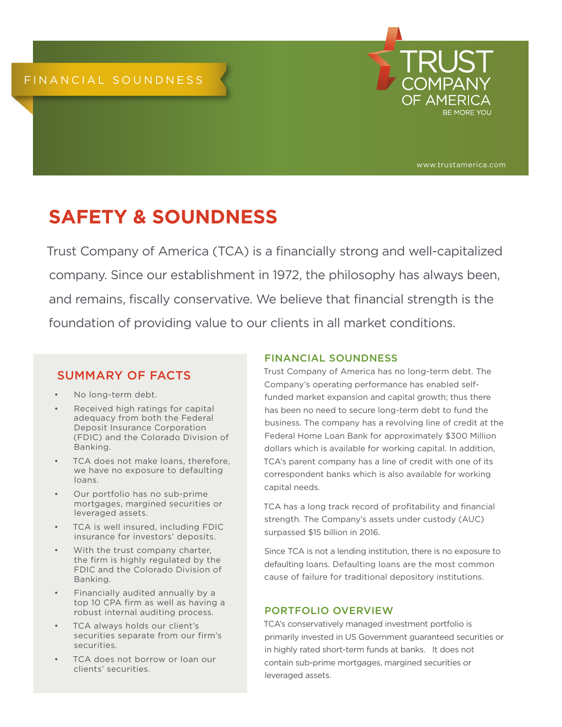FINANCIAL SOUNDNESS

TRUST COMPANY OF AMERICA
BE MORE YOU

www.trustamerica.com

# SAFETY & SOUNDNESS

Trust Company of America (TCA) is a financially strong and well-capitalized company. Since our establishment in 1972, the philosophy has always been, and remains, fiscally conservative. We believe that financial strength is the foundation of providing value to our clients in all market conditions.

## SUMMARY OF FACTS

- No long-term debt.
- Received high ratings for capital adequacy from both the Federal Deposit Insurance Corporation (FDIC) and the Colorado Division of Banking.
- TCA does not make loans, therefore, we have no exposure to defaulting loans.
- Our portfolio has no sub-prime mortgages, margined securities or leveraged assets.
- TCA is well insured, including FDIC insurance for investors' deposits.
- With the trust company charter, the firm is highly regulated by the FDIC and the Colorado Division of Banking.
- Financially audited annually by a top 10 CPA firm as well as having a robust internal auditing process.
- TCA always holds our client's securities separate from our firm's securities.
- TCA does not borrow or loan our clients' securities.

## FINANCIAL SOUNDNESS

Trust Company of America has no long-term debt. The Company's operating performance has enabled self-funded market expansion and capital growth; thus there has been no need to secure long-term debt to fund the business. The company has a revolving line of credit at the Federal Home Loan Bank for approximately $300 Million dollars which is available for working capital. In addition, TCA's parent company has a line of credit with one of its correspondent banks which is also available for working capital needs.

TCA has a long track record of profitability and financial strength. The Company's assets under custody (AUC) surpassed $15 billion in 2016.

Since TCA is not a lending institution, there is no exposure to defaulting loans. Defaulting loans are the most common cause of failure for traditional depository institutions.

## PORTFOLIO OVERVIEW

TCA's conservatively managed investment portfolio is primarily invested in US Government guaranteed securities or in highly rated short-term funds at banks. It does not contain sub-prime mortgages, margined securities or leveraged assets.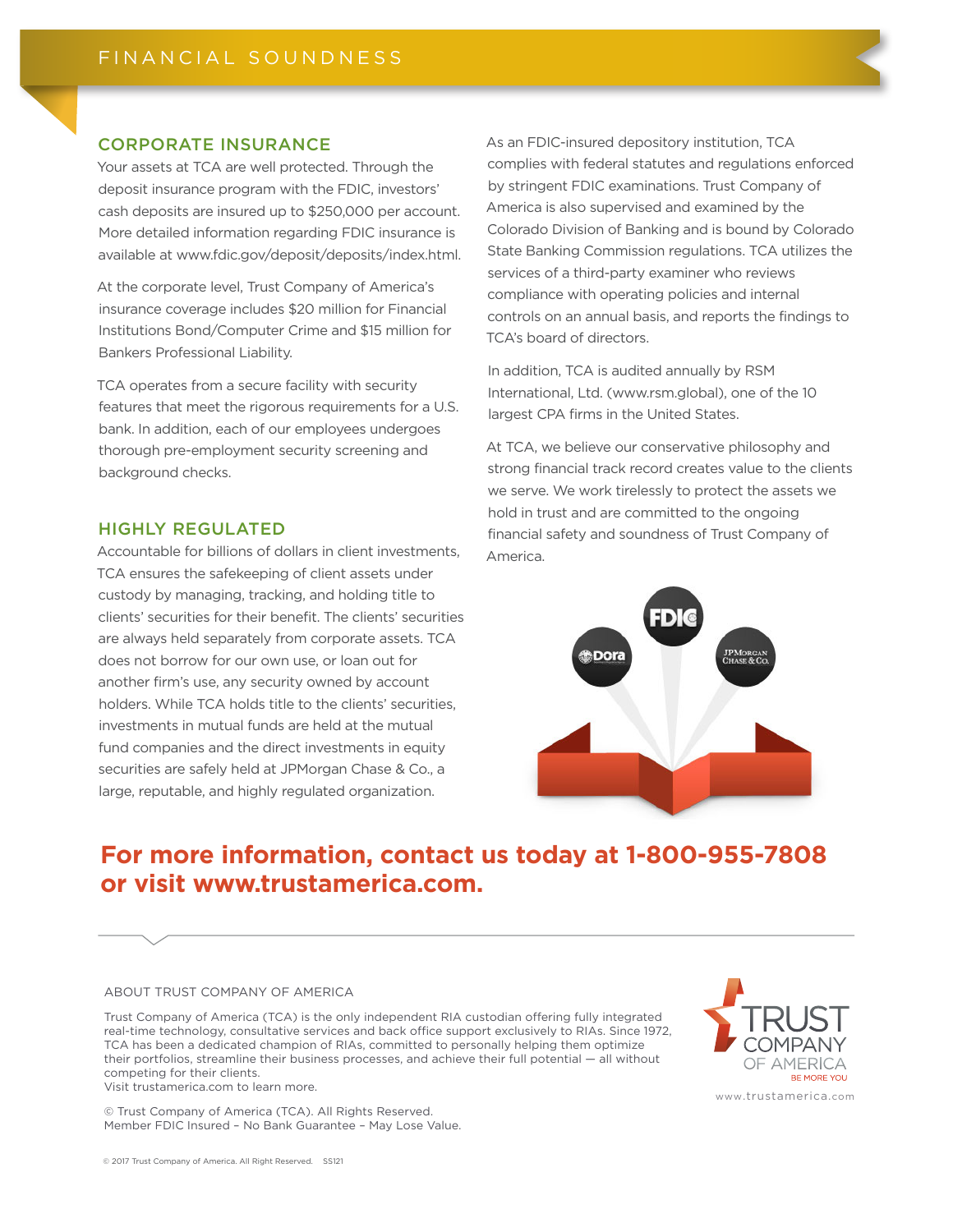# FINANCIAL SOUNDNESS

## CORPORATE INSURANCE

Your assets at TCA are well protected. Through the deposit insurance program with the FDIC, investors' cash deposits are insured up to $250,000 per account. More detailed information regarding FDIC insurance is available at www.fdic.gov/deposit/deposits/index.html.

At the corporate level, Trust Company of America's insurance coverage includes $20 million for Financial Institutions Bond/Computer Crime and $15 million for Bankers Professional Liability.

TCA operates from a secure facility with security features that meet the rigorous requirements for a U.S. bank. In addition, each of our employees undergoes thorough pre-employment security screening and background checks.

## HIGHLY REGULATED

Accountable for billions of dollars in client investments, TCA ensures the safekeeping of client assets under custody by managing, tracking, and holding title to clients' securities for their benefit. The clients' securities are always held separately from corporate assets. TCA does not borrow for our own use, or loan out for another firm's use, any security owned by account holders. While TCA holds title to the clients' securities, investments in mutual funds are held at the mutual fund companies and the direct investments in equity securities are safely held at JPMorgan Chase & Co., a large, reputable, and highly regulated organization.

As an FDIC-insured depository institution, TCA complies with federal statutes and regulations enforced by stringent FDIC examinations. Trust Company of America is also supervised and examined by the Colorado Division of Banking and is bound by Colorado State Banking Commission regulations. TCA utilizes the services of a third-party examiner who reviews compliance with operating policies and internal controls on an annual basis, and reports the findings to TCA's board of directors.

In addition, TCA is audited annually by RSM International, Ltd. (www.rsm.global), one of the 10 largest CPA firms in the United States.

At TCA, we believe our conservative philosophy and strong financial track record creates value to the clients we serve. We work tirelessly to protect the assets we hold in trust and are committed to the ongoing financial safety and soundness of Trust Company of America.

Dora

FDIC

JPMorgan Chase & Co.

**For more information, contact us today at 1-800-955-7808 or visit www.trustamerica.com.**

ABOUT TRUST COMPANY OF AMERICA

Trust Company of America (TCA) is the only independent RIA custodian offering fully integrated real-time technology, consultative services and back office support exclusively to RIAs. Since 1972, TCA has been a dedicated champion of RIAs, committed to personally helping them optimize their portfolios, streamline their business processes, and achieve their full potential — all without competing for their clients.
Visit trustamerica.com to learn more.

© Trust Company of America (TCA). All Rights Reserved.
Member FDIC Insured – No Bank Guarantee – May Lose Value.

TRUST COMPANY OF AMERICA
BE MORE YOU
www.trustamerica.com

© 2017 Trust Company of America. All Right Reserved. SS121